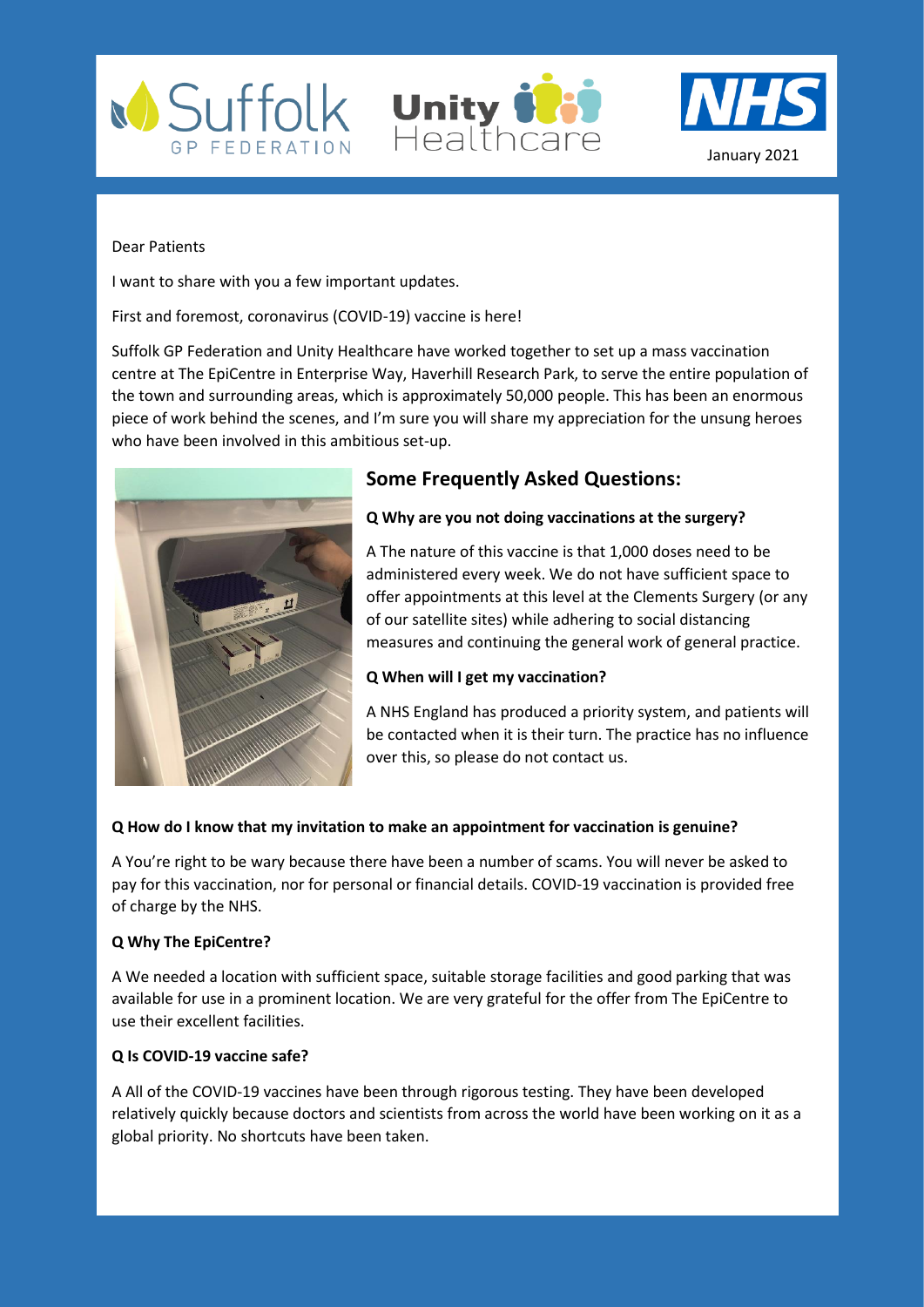Suffolk GP FEDERATION | Unity Healthcare | NHS

January 2021

Dear Patients

I want to share with you a few important updates.

First and foremost, coronavirus (COVID-19) vaccine is here!

Suffolk GP Federation and Unity Healthcare have worked together to set up a mass vaccination centre at The EpiCentre in Enterprise Way, Haverhill Research Park, to serve the entire population of the town and surrounding areas, which is approximately 50,000 people. This has been an enormous piece of work behind the scenes, and I'm sure you will share my appreciation for the unsung heroes who have been involved in this ambitious set-up.

## Some Frequently Asked Questions:

**Q Why are you not doing vaccinations at the surgery?**

A The nature of this vaccine is that 1,000 doses need to be administered every week. We do not have sufficient space to offer appointments at this level at the Clements Surgery (or any of our satellite sites) while adhering to social distancing measures and continuing the general work of general practice.

**Q When will I get my vaccination?**

A NHS England has produced a priority system, and patients will be contacted when it is their turn. The practice has no influence over this, so please do not contact us.

**Q How do I know that my invitation to make an appointment for vaccination is genuine?**

A You're right to be wary because there have been a number of scams. You will never be asked to pay for this vaccination, nor for personal or financial details. COVID-19 vaccination is provided free of charge by the NHS.

**Q Why The EpiCentre?**

A We needed a location with sufficient space, suitable storage facilities and good parking that was available for use in a prominent location. We are very grateful for the offer from The EpiCentre to use their excellent facilities.

**Q Is COVID-19 vaccine safe?**

A All of the COVID-19 vaccines have been through rigorous testing. They have been developed relatively quickly because doctors and scientists from across the world have been working on it as a global priority. No shortcuts have been taken.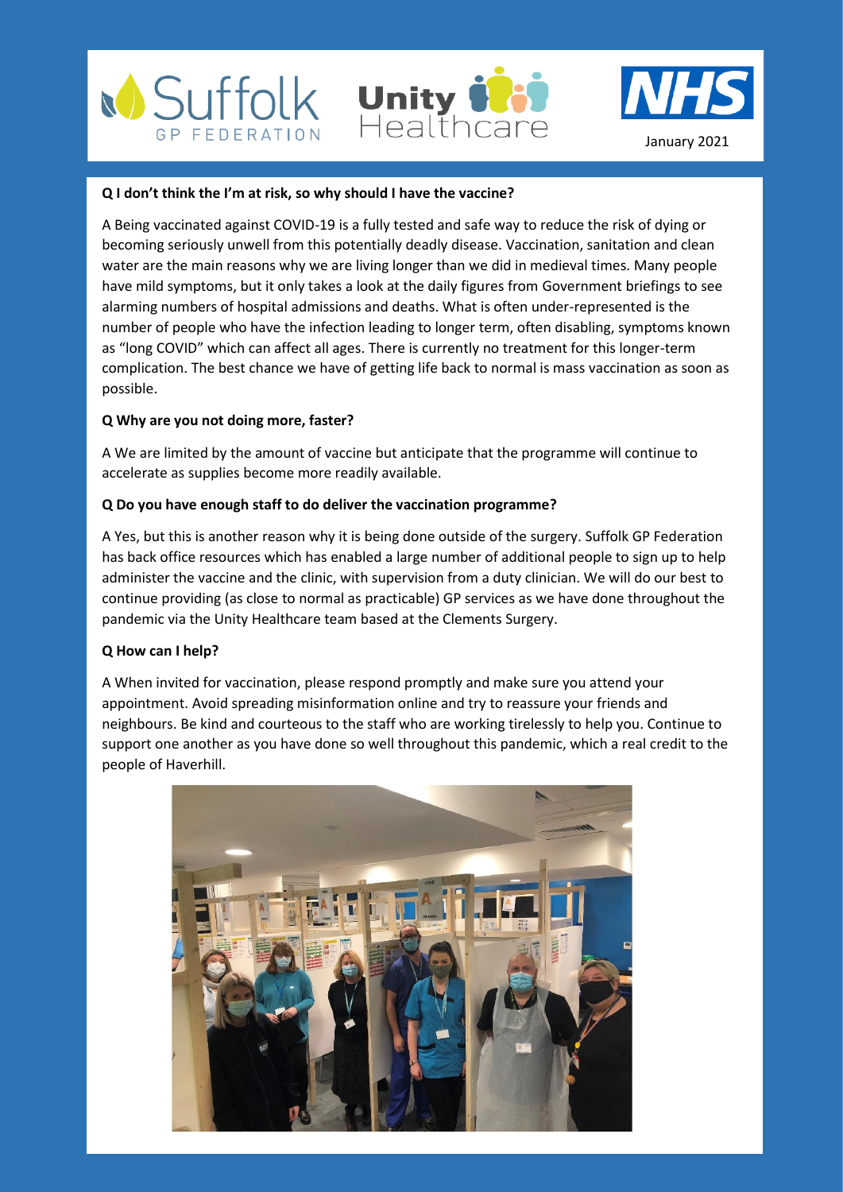January 2021

**Q I don't think the I'm at risk, so why should I have the vaccine?**

A Being vaccinated against COVID-19 is a fully tested and safe way to reduce the risk of dying or becoming seriously unwell from this potentially deadly disease. Vaccination, sanitation and clean water are the main reasons why we are living longer than we did in medieval times. Many people have mild symptoms, but it only takes a look at the daily figures from Government briefings to see alarming numbers of hospital admissions and deaths. What is often under-represented is the number of people who have the infection leading to longer term, often disabling, symptoms known as "long COVID" which can affect all ages. There is currently no treatment for this longer-term complication. The best chance we have of getting life back to normal is mass vaccination as soon as possible.

**Q Why are you not doing more, faster?**

A We are limited by the amount of vaccine but anticipate that the programme will continue to accelerate as supplies become more readily available.

**Q Do you have enough staff to do deliver the vaccination programme?**

A Yes, but this is another reason why it is being done outside of the surgery. Suffolk GP Federation has back office resources which has enabled a large number of additional people to sign up to help administer the vaccine and the clinic, with supervision from a duty clinician. We will do our best to continue providing (as close to normal as practicable) GP services as we have done throughout the pandemic via the Unity Healthcare team based at the Clements Surgery.

**Q How can I help?**

A When invited for vaccination, please respond promptly and make sure you attend your appointment. Avoid spreading misinformation online and try to reassure your friends and neighbours. Be kind and courteous to the staff who are working tirelessly to help you. Continue to support one another as you have done so well throughout this pandemic, which a real credit to the people of Haverhill.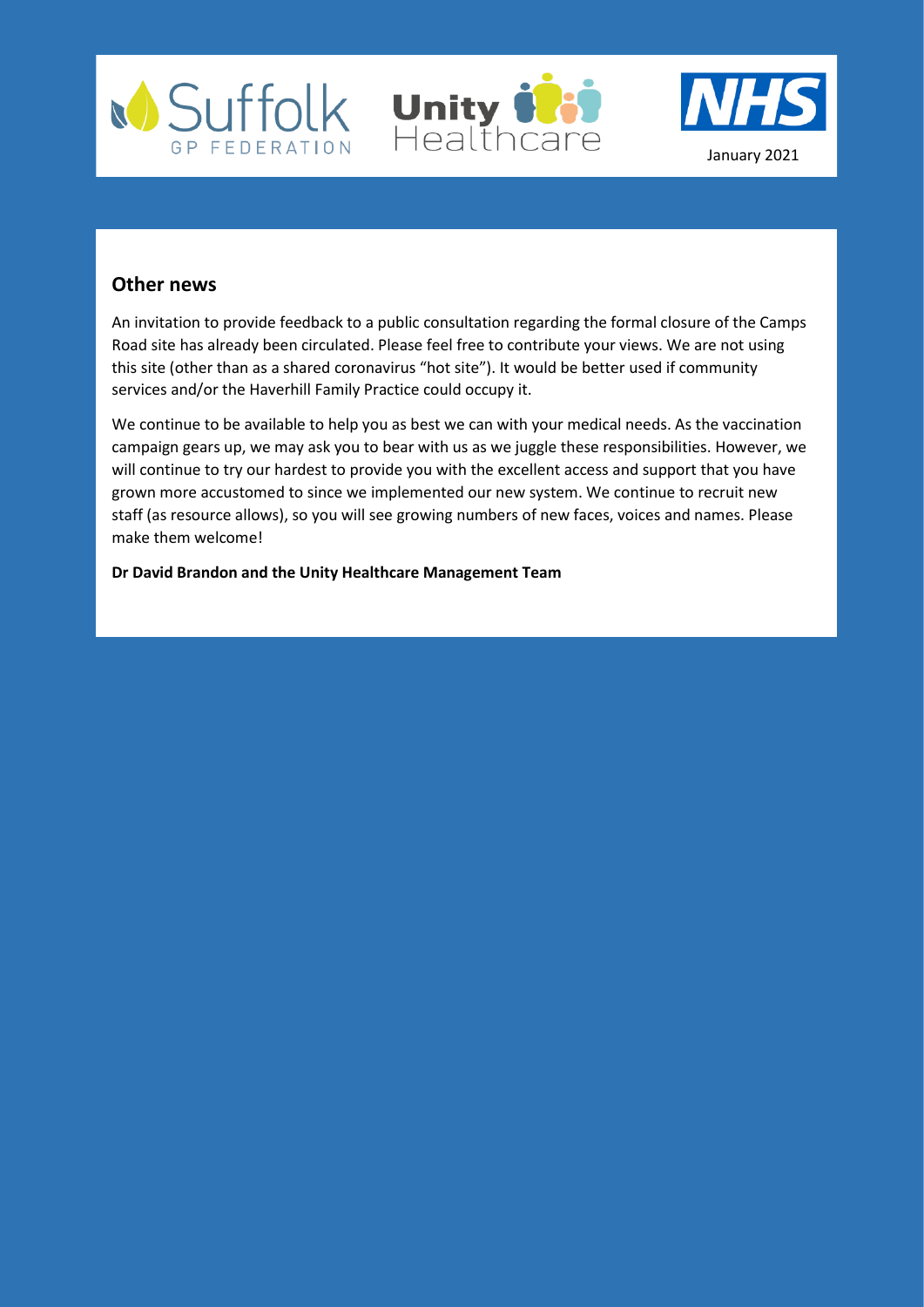## Other news

An invitation to provide feedback to a public consultation regarding the formal closure of the Camps Road site has already been circulated. Please feel free to contribute your views. We are not using this site (other than as a shared coronavirus "hot site"). It would be better used if community services and/or the Haverhill Family Practice could occupy it.

We continue to be available to help you as best we can with your medical needs. As the vaccination campaign gears up, we may ask you to bear with us as we juggle these responsibilities. However, we will continue to try our hardest to provide you with the excellent access and support that you have grown more accustomed to since we implemented our new system. We continue to recruit new staff (as resource allows), so you will see growing numbers of new faces, voices and names. Please make them welcome!

**Dr David Brandon and the Unity Healthcare Management Team**